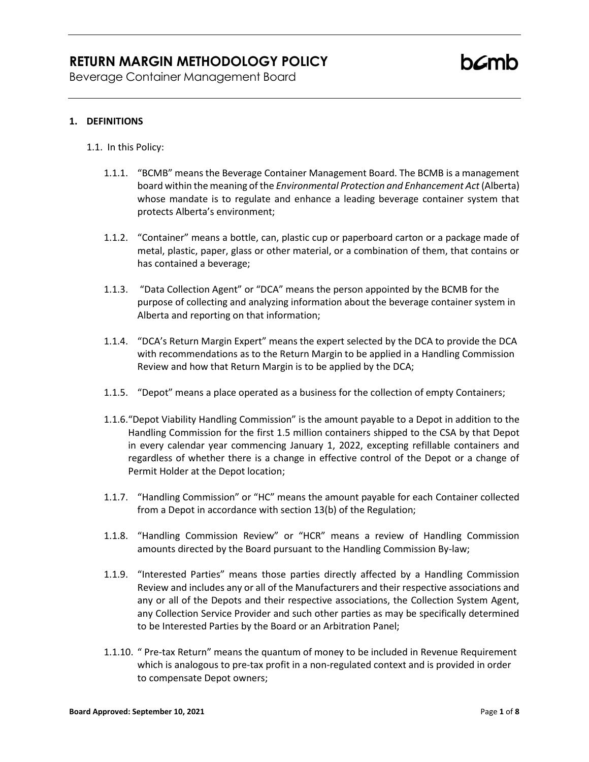# RETURN MARGIN METHODOLOGY POLICY

Beverage Container Management Board

## 1. DEFINITIONS

1.1. In this Policy:

1.1.1. "BCMB" means the Beverage Container Management Board. The BCMB is a management board within the meaning of the *Environmental Protection and Enhancement Act* (Alberta) whose mandate is to regulate and enhance a leading beverage container system that protects Alberta's environment;

1.1.2. "Container" means a bottle, can, plastic cup or paperboard carton or a package made of metal, plastic, paper, glass or other material, or a combination of them, that contains or has contained a beverage;

1.1.3. "Data Collection Agent" or "DCA" means the person appointed by the BCMB for the purpose of collecting and analyzing information about the beverage container system in Alberta and reporting on that information;

1.1.4. "DCA's Return Margin Expert" means the expert selected by the DCA to provide the DCA with recommendations as to the Return Margin to be applied in a Handling Commission Review and how that Return Margin is to be applied by the DCA;

1.1.5. "Depot" means a place operated as a business for the collection of empty Containers;

1.1.6. "Depot Viability Handling Commission" is the amount payable to a Depot in addition to the Handling Commission for the first 1.5 million containers shipped to the CSA by that Depot in every calendar year commencing January 1, 2022, excepting refillable containers and regardless of whether there is a change in effective control of the Depot or a change of Permit Holder at the Depot location;

1.1.7. "Handling Commission" or "HC" means the amount payable for each Container collected from a Depot in accordance with section 13(b) of the Regulation;

1.1.8. "Handling Commission Review" or "HCR" means a review of Handling Commission amounts directed by the Board pursuant to the Handling Commission By-law;

1.1.9. "Interested Parties" means those parties directly affected by a Handling Commission Review and includes any or all of the Manufacturers and their respective associations and any or all of the Depots and their respective associations, the Collection System Agent, any Collection Service Provider and such other parties as may be specifically determined to be Interested Parties by the Board or an Arbitration Panel;

1.1.10. " Pre-tax Return" means the quantum of money to be included in Revenue Requirement which is analogous to pre-tax profit in a non-regulated context and is provided in order to compensate Depot owners;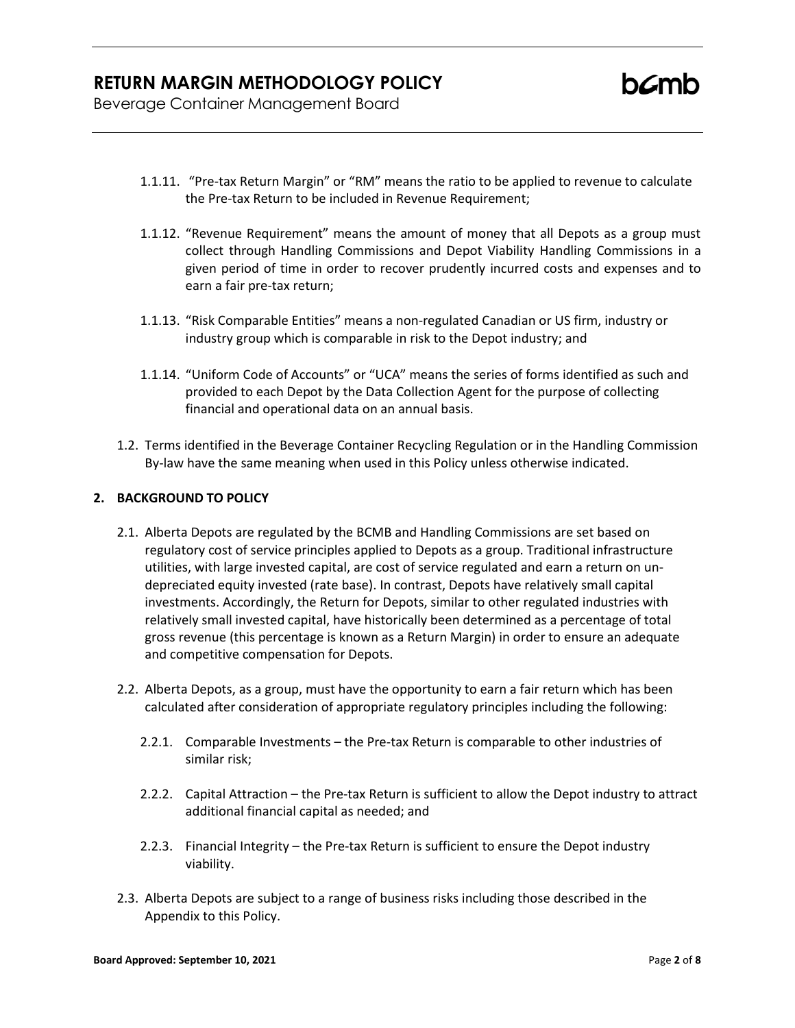1.1.11. "Pre-tax Return Margin" or "RM" means the ratio to be applied to revenue to calculate the Pre-tax Return to be included in Revenue Requirement;

1.1.12. "Revenue Requirement" means the amount of money that all Depots as a group must collect through Handling Commissions and Depot Viability Handling Commissions in a given period of time in order to recover prudently incurred costs and expenses and to earn a fair pre-tax return;

1.1.13. "Risk Comparable Entities" means a non-regulated Canadian or US firm, industry or industry group which is comparable in risk to the Depot industry; and

1.1.14. "Uniform Code of Accounts" or "UCA" means the series of forms identified as such and provided to each Depot by the Data Collection Agent for the purpose of collecting financial and operational data on an annual basis.

1.2. Terms identified in the Beverage Container Recycling Regulation or in the Handling Commission By-law have the same meaning when used in this Policy unless otherwise indicated.

## 2. BACKGROUND TO POLICY

2.1. Alberta Depots are regulated by the BCMB and Handling Commissions are set based on regulatory cost of service principles applied to Depots as a group. Traditional infrastructure utilities, with large invested capital, are cost of service regulated and earn a return on un-depreciated equity invested (rate base). In contrast, Depots have relatively small capital investments. Accordingly, the Return for Depots, similar to other regulated industries with relatively small invested capital, have historically been determined as a percentage of total gross revenue (this percentage is known as a Return Margin) in order to ensure an adequate and competitive compensation for Depots.

2.2. Alberta Depots, as a group, must have the opportunity to earn a fair return which has been calculated after consideration of appropriate regulatory principles including the following:

2.2.1. Comparable Investments – the Pre-tax Return is comparable to other industries of similar risk;

2.2.2. Capital Attraction – the Pre-tax Return is sufficient to allow the Depot industry to attract additional financial capital as needed; and

2.2.3. Financial Integrity – the Pre-tax Return is sufficient to ensure the Depot industry viability.

2.3. Alberta Depots are subject to a range of business risks including those described in the Appendix to this Policy.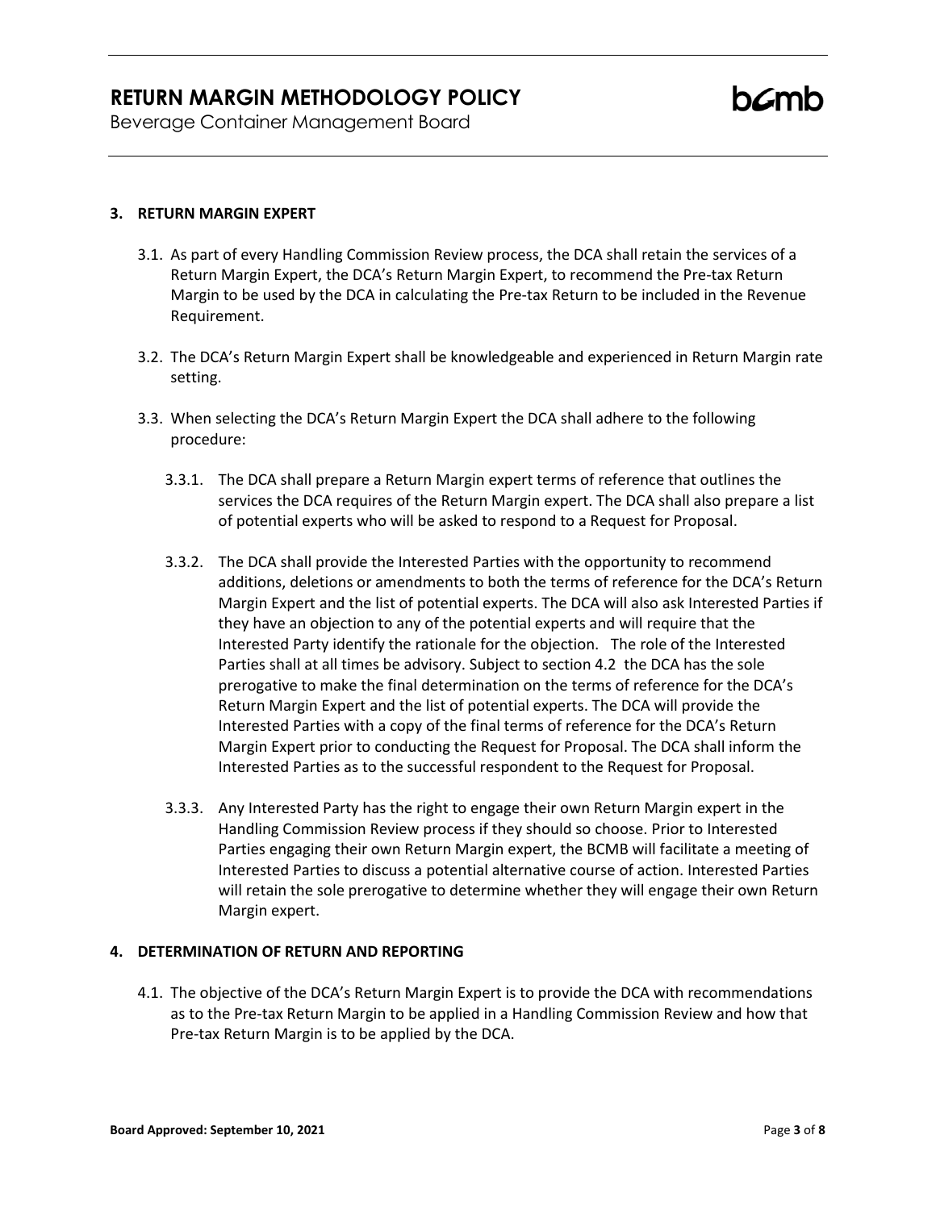## 3. RETURN MARGIN EXPERT

3.1. As part of every Handling Commission Review process, the DCA shall retain the services of a Return Margin Expert, the DCA's Return Margin Expert, to recommend the Pre-tax Return Margin to be used by the DCA in calculating the Pre-tax Return to be included in the Revenue Requirement.

3.2. The DCA's Return Margin Expert shall be knowledgeable and experienced in Return Margin rate setting.

3.3. When selecting the DCA's Return Margin Expert the DCA shall adhere to the following procedure:

3.3.1. The DCA shall prepare a Return Margin expert terms of reference that outlines the services the DCA requires of the Return Margin expert. The DCA shall also prepare a list of potential experts who will be asked to respond to a Request for Proposal.

3.3.2. The DCA shall provide the Interested Parties with the opportunity to recommend additions, deletions or amendments to both the terms of reference for the DCA's Return Margin Expert and the list of potential experts. The DCA will also ask Interested Parties if they have an objection to any of the potential experts and will require that the Interested Party identify the rationale for the objection. The role of the Interested Parties shall at all times be advisory. Subject to section 4.2 the DCA has the sole prerogative to make the final determination on the terms of reference for the DCA's Return Margin Expert and the list of potential experts. The DCA will provide the Interested Parties with a copy of the final terms of reference for the DCA's Return Margin Expert prior to conducting the Request for Proposal. The DCA shall inform the Interested Parties as to the successful respondent to the Request for Proposal.

3.3.3. Any Interested Party has the right to engage their own Return Margin expert in the Handling Commission Review process if they should so choose. Prior to Interested Parties engaging their own Return Margin expert, the BCMB will facilitate a meeting of Interested Parties to discuss a potential alternative course of action. Interested Parties will retain the sole prerogative to determine whether they will engage their own Return Margin expert.

## 4. DETERMINATION OF RETURN AND REPORTING

4.1. The objective of the DCA's Return Margin Expert is to provide the DCA with recommendations as to the Pre-tax Return Margin to be applied in a Handling Commission Review and how that Pre-tax Return Margin is to be applied by the DCA.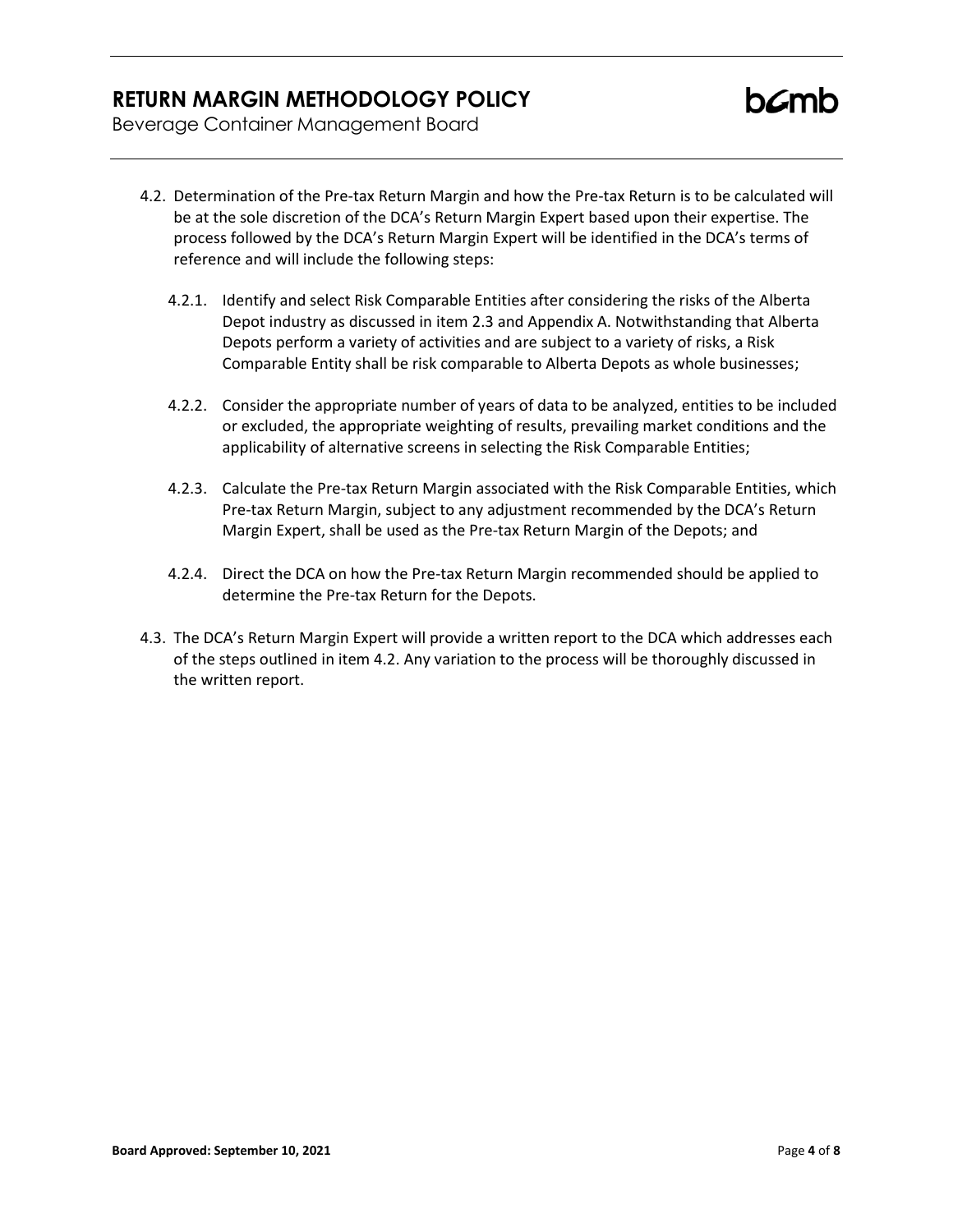4.2. Determination of the Pre-tax Return Margin and how the Pre-tax Return is to be calculated will be at the sole discretion of the DCA's Return Margin Expert based upon their expertise. The process followed by the DCA's Return Margin Expert will be identified in the DCA's terms of reference and will include the following steps:

   4.2.1. Identify and select Risk Comparable Entities after considering the risks of the Alberta Depot industry as discussed in item 2.3 and Appendix A. Notwithstanding that Alberta Depots perform a variety of activities and are subject to a variety of risks, a Risk Comparable Entity shall be risk comparable to Alberta Depots as whole businesses;

   4.2.2. Consider the appropriate number of years of data to be analyzed, entities to be included or excluded, the appropriate weighting of results, prevailing market conditions and the applicability of alternative screens in selecting the Risk Comparable Entities;

   4.2.3. Calculate the Pre-tax Return Margin associated with the Risk Comparable Entities, which Pre-tax Return Margin, subject to any adjustment recommended by the DCA's Return Margin Expert, shall be used as the Pre-tax Return Margin of the Depots; and

   4.2.4. Direct the DCA on how the Pre-tax Return Margin recommended should be applied to determine the Pre-tax Return for the Depots.

4.3. The DCA's Return Margin Expert will provide a written report to the DCA which addresses each of the steps outlined in item 4.2. Any variation to the process will be thoroughly discussed in the written report.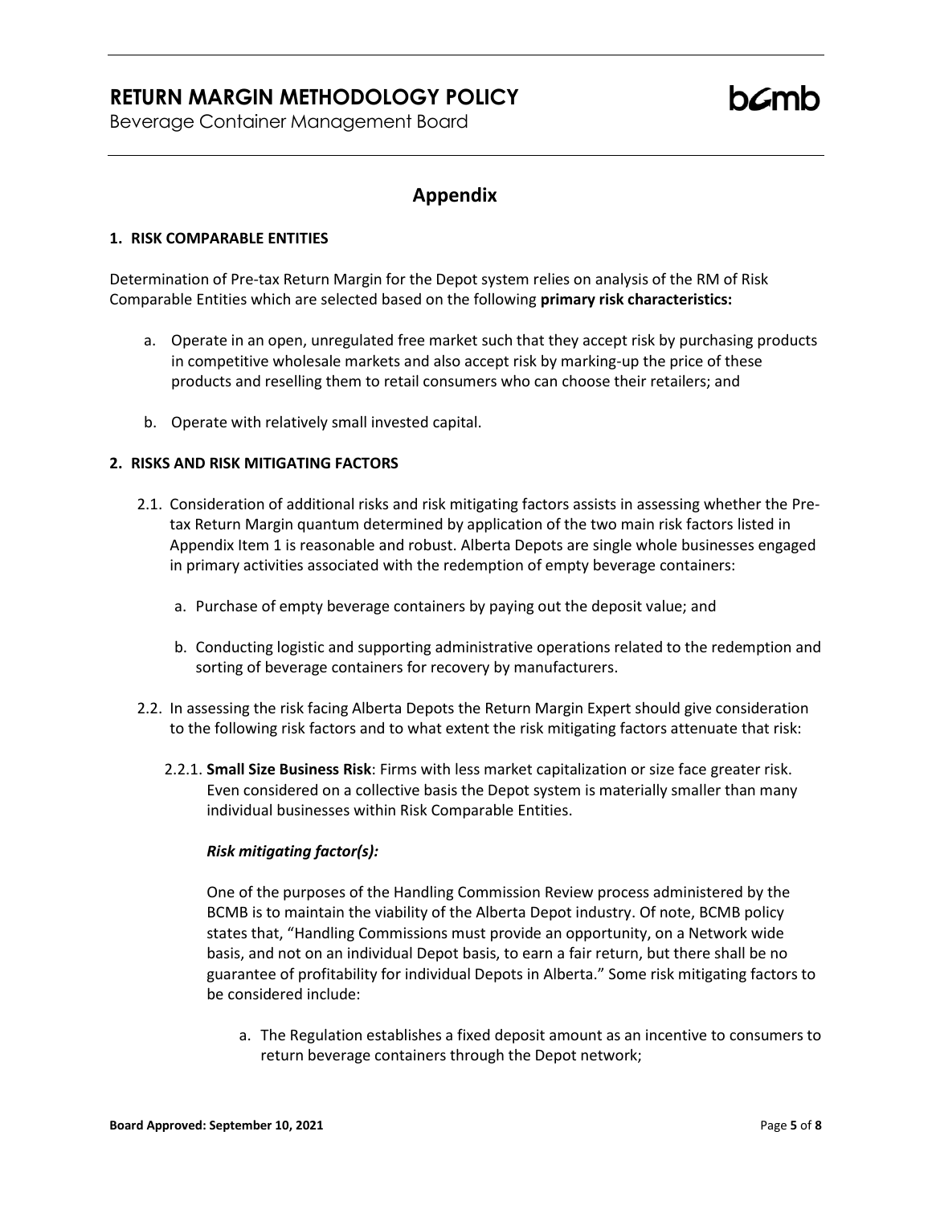## Appendix

### 1. RISK COMPARABLE ENTITIES

Determination of Pre-tax Return Margin for the Depot system relies on analysis of the RM of Risk Comparable Entities which are selected based on the following **primary risk characteristics:**

a. Operate in an open, unregulated free market such that they accept risk by purchasing products in competitive wholesale markets and also accept risk by marking-up the price of these products and reselling them to retail consumers who can choose their retailers; and

b. Operate with relatively small invested capital.

### 2. RISKS AND RISK MITIGATING FACTORS

2.1. Consideration of additional risks and risk mitigating factors assists in assessing whether the Pre-tax Return Margin quantum determined by application of the two main risk factors listed in Appendix Item 1 is reasonable and robust. Alberta Depots are single whole businesses engaged in primary activities associated with the redemption of empty beverage containers:

a. Purchase of empty beverage containers by paying out the deposit value; and

b. Conducting logistic and supporting administrative operations related to the redemption and sorting of beverage containers for recovery by manufacturers.

2.2. In assessing the risk facing Alberta Depots the Return Margin Expert should give consideration to the following risk factors and to what extent the risk mitigating factors attenuate that risk:

2.2.1. **Small Size Business Risk**: Firms with less market capitalization or size face greater risk. Even considered on a collective basis the Depot system is materially smaller than many individual businesses within Risk Comparable Entities.

***Risk mitigating factor(s):***

One of the purposes of the Handling Commission Review process administered by the BCMB is to maintain the viability of the Alberta Depot industry. Of note, BCMB policy states that, "Handling Commissions must provide an opportunity, on a Network wide basis, and not on an individual Depot basis, to earn a fair return, but there shall be no guarantee of profitability for individual Depots in Alberta." Some risk mitigating factors to be considered include:

a. The Regulation establishes a fixed deposit amount as an incentive to consumers to return beverage containers through the Depot network;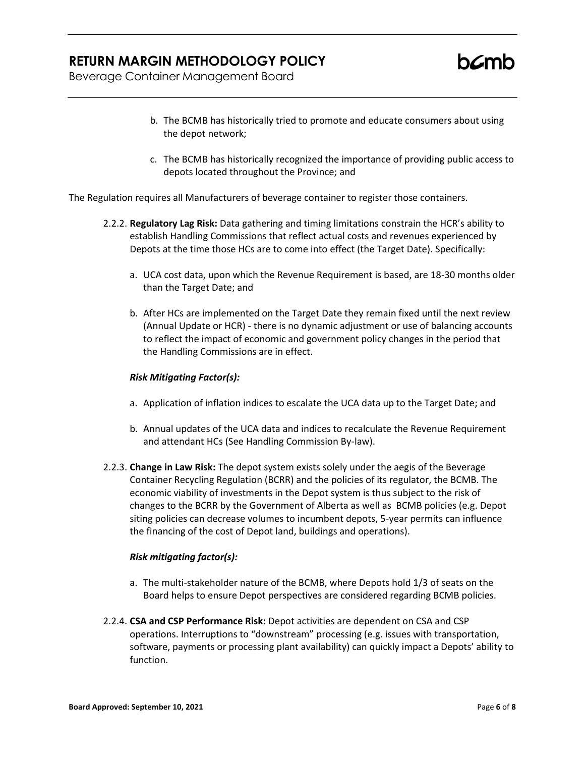b. The BCMB has historically tried to promote and educate consumers about using the depot network;

c. The BCMB has historically recognized the importance of providing public access to depots located throughout the Province; and

The Regulation requires all Manufacturers of beverage container to register those containers.

2.2.2. **Regulatory Lag Risk:** Data gathering and timing limitations constrain the HCR's ability to establish Handling Commissions that reflect actual costs and revenues experienced by Depots at the time those HCs are to come into effect (the Target Date). Specifically:

a. UCA cost data, upon which the Revenue Requirement is based, are 18-30 months older than the Target Date; and

b. After HCs are implemented on the Target Date they remain fixed until the next review (Annual Update or HCR) - there is no dynamic adjustment or use of balancing accounts to reflect the impact of economic and government policy changes in the period that the Handling Commissions are in effect.

***Risk Mitigating Factor(s):***

a. Application of inflation indices to escalate the UCA data up to the Target Date; and

b. Annual updates of the UCA data and indices to recalculate the Revenue Requirement and attendant HCs (See Handling Commission By-law).

2.2.3. **Change in Law Risk:** The depot system exists solely under the aegis of the Beverage Container Recycling Regulation (BCRR) and the policies of its regulator, the BCMB. The economic viability of investments in the Depot system is thus subject to the risk of changes to the BCRR by the Government of Alberta as well as BCMB policies (e.g. Depot siting policies can decrease volumes to incumbent depots, 5-year permits can influence the financing of the cost of Depot land, buildings and operations).

***Risk mitigating factor(s):***

a. The multi-stakeholder nature of the BCMB, where Depots hold 1/3 of seats on the Board helps to ensure Depot perspectives are considered regarding BCMB policies.

2.2.4. **CSA and CSP Performance Risk:** Depot activities are dependent on CSA and CSP operations. Interruptions to "downstream" processing (e.g. issues with transportation, software, payments or processing plant availability) can quickly impact a Depots' ability to function.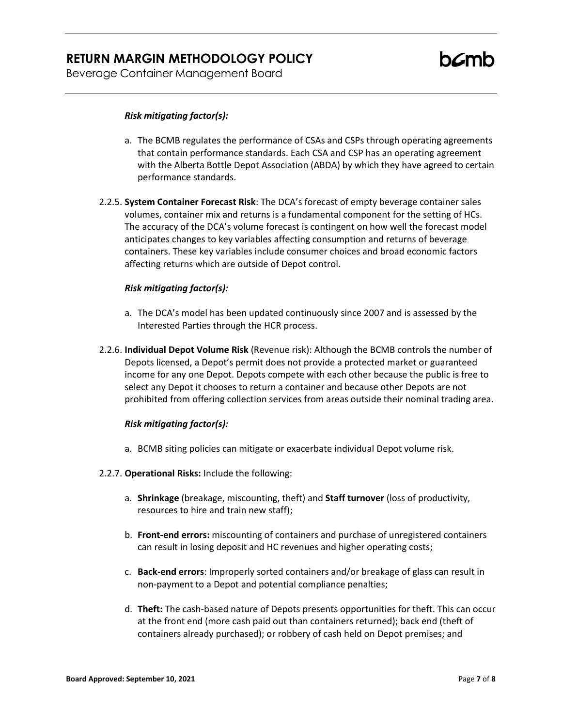***Risk mitigating factor(s):***

a. The BCMB regulates the performance of CSAs and CSPs through operating agreements that contain performance standards. Each CSA and CSP has an operating agreement with the Alberta Bottle Depot Association (ABDA) by which they have agreed to certain performance standards.

2.2.5. **System Container Forecast Risk**: The DCA's forecast of empty beverage container sales volumes, container mix and returns is a fundamental component for the setting of HCs. The accuracy of the DCA's volume forecast is contingent on how well the forecast model anticipates changes to key variables affecting consumption and returns of beverage containers. These key variables include consumer choices and broad economic factors affecting returns which are outside of Depot control.

***Risk mitigating factor(s):***

a. The DCA's model has been updated continuously since 2007 and is assessed by the Interested Parties through the HCR process.

2.2.6. **Individual Depot Volume Risk** (Revenue risk): Although the BCMB controls the number of Depots licensed, a Depot's permit does not provide a protected market or guaranteed income for any one Depot. Depots compete with each other because the public is free to select any Depot it chooses to return a container and because other Depots are not prohibited from offering collection services from areas outside their nominal trading area.

***Risk mitigating factor(s):***

a. BCMB siting policies can mitigate or exacerbate individual Depot volume risk.

2.2.7. **Operational Risks:** Include the following:

a. **Shrinkage** (breakage, miscounting, theft) and **Staff turnover** (loss of productivity, resources to hire and train new staff);

b. **Front-end errors:** miscounting of containers and purchase of unregistered containers can result in losing deposit and HC revenues and higher operating costs;

c. **Back-end errors**: Improperly sorted containers and/or breakage of glass can result in non-payment to a Depot and potential compliance penalties;

d. **Theft:** The cash-based nature of Depots presents opportunities for theft. This can occur at the front end (more cash paid out than containers returned); back end (theft of containers already purchased); or robbery of cash held on Depot premises; and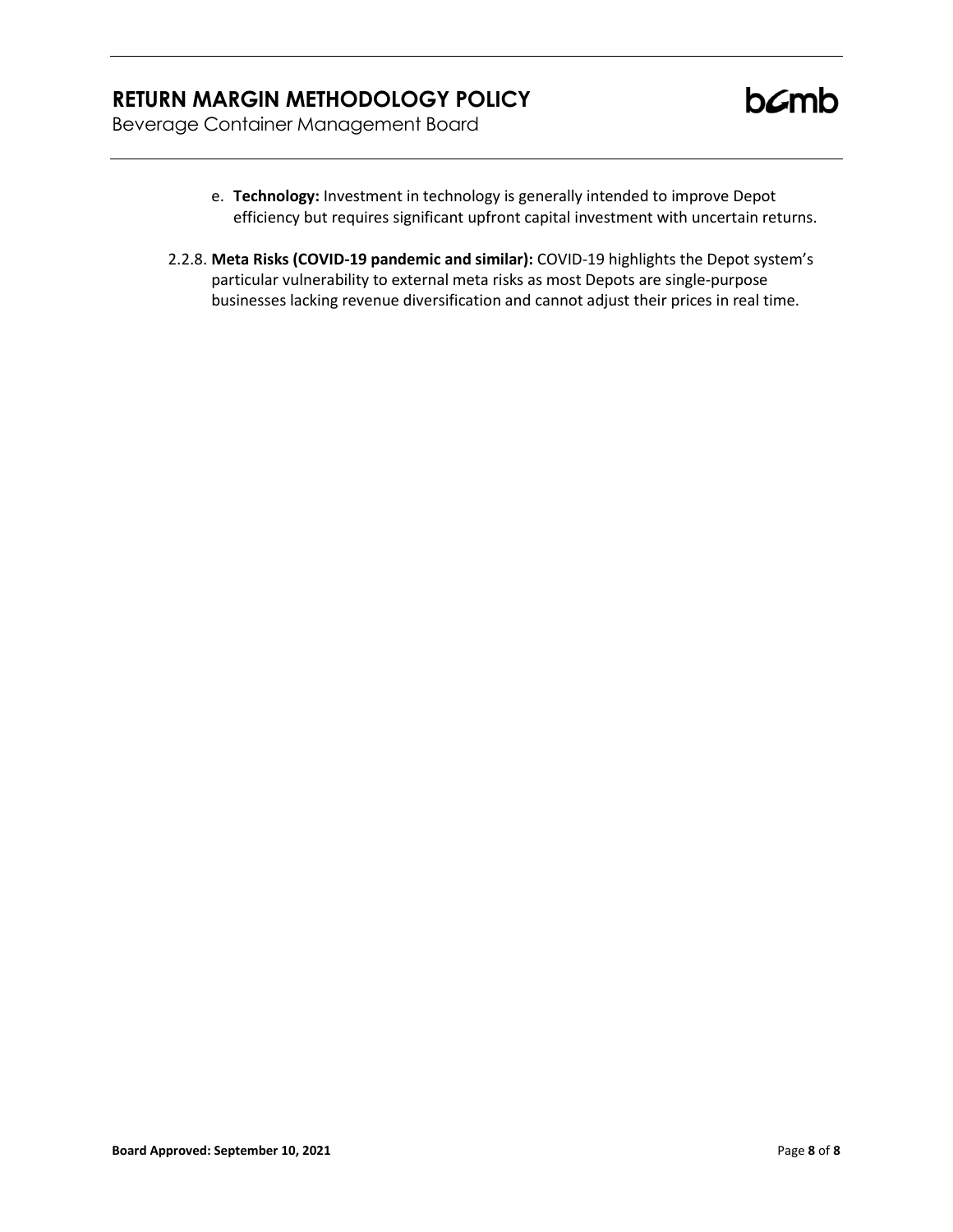e. **Technology:** Investment in technology is generally intended to improve Depot efficiency but requires significant upfront capital investment with uncertain returns.

2.2.8. **Meta Risks (COVID-19 pandemic and similar):** COVID-19 highlights the Depot system's particular vulnerability to external meta risks as most Depots are single-purpose businesses lacking revenue diversification and cannot adjust their prices in real time.